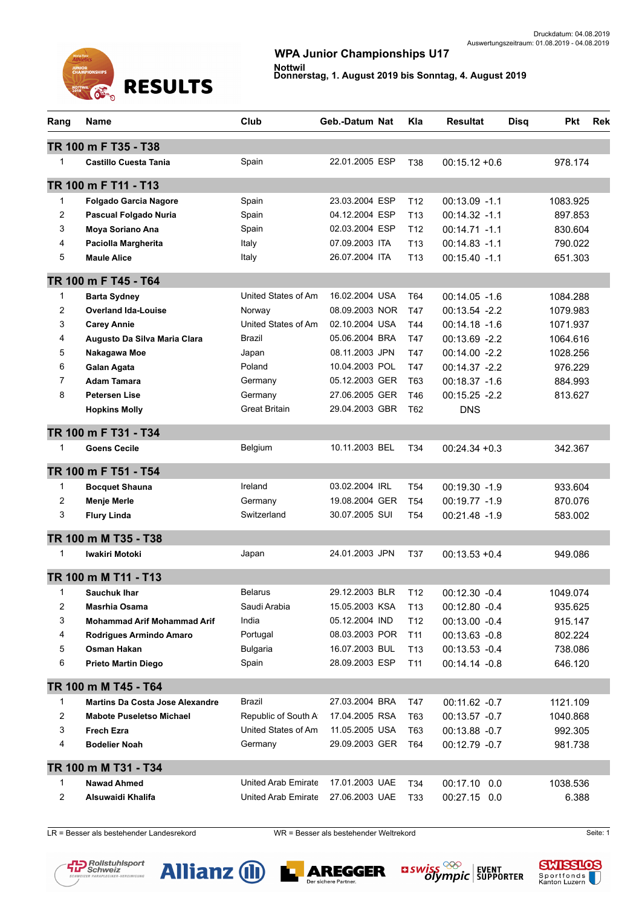Druckdatum: 04.08.2019
Auswertungszeitraum: 01.08.2019 - 04.08.2019

# RESULTS

## WPA Junior Championships U17

**Nottwil**
**Donnerstag, 1. August 2019 bis Sonntag, 4. August 2019**

| Rang | Name | Club | Geb.-Datum | Nat | Kla | Resultat | Disq | Pkt | Rek |
|---|---|---|---|---|---|---|---|---|---|
| **TR 100 m F T35 - T38** | | | | | | | | | |
| 1 | **Castillo Cuesta Tania** | Spain | 22.01.2005 | ESP | T38 | 00:15.12 +0.6 | | 978.174 | |
| **TR 100 m F T11 - T13** | | | | | | | | | |
| 1 | **Folgado Garcia Nagore** | Spain | 23.03.2004 | ESP | T12 | 00:13.09 -1.1 | | 1083.925 | |
| 2 | **Pascual Folgado Nuria** | Spain | 04.12.2004 | ESP | T13 | 00:14.32 -1.1 | | 897.853 | |
| 3 | **Moya Soriano Ana** | Spain | 02.03.2004 | ESP | T12 | 00:14.71 -1.1 | | 830.604 | |
| 4 | **Paciolla Margherita** | Italy | 07.09.2003 | ITA | T13 | 00:14.83 -1.1 | | 790.022 | |
| 5 | **Maule Alice** | Italy | 26.07.2004 | ITA | T13 | 00:15.40 -1.1 | | 651.303 | |
| **TR 100 m F T45 - T64** | | | | | | | | | |
| 1 | **Barta Sydney** | United States of Am | 16.02.2004 | USA | T64 | 00:14.05 -1.6 | | 1084.288 | |
| 2 | **Overland Ida-Louise** | Norway | 08.09.2003 | NOR | T47 | 00:13.54 -2.2 | | 1079.983 | |
| 3 | **Carey Annie** | United States of Am | 02.10.2004 | USA | T44 | 00:14.18 -1.6 | | 1071.937 | |
| 4 | **Augusto Da Silva Maria Clara** | Brazil | 05.06.2004 | BRA | T47 | 00:13.69 -2.2 | | 1064.616 | |
| 5 | **Nakagawa Moe** | Japan | 08.11.2003 | JPN | T47 | 00:14.00 -2.2 | | 1028.256 | |
| 6 | **Galan Agata** | Poland | 10.04.2003 | POL | T47 | 00:14.37 -2.2 | | 976.229 | |
| 7 | **Adam Tamara** | Germany | 05.12.2003 | GER | T63 | 00:18.37 -1.6 | | 884.993 | |
| 8 | **Petersen Lise** | Germany | 27.06.2005 | GER | T46 | 00:15.25 -2.2 | | 813.627 | |
| | **Hopkins Molly** | Great Britain | 29.04.2003 | GBR | T62 | DNS | | | |
| **TR 100 m F T31 - T34** | | | | | | | | | |
| 1 | **Goens Cecile** | Belgium | 10.11.2003 | BEL | T34 | 00:24.34 +0.3 | | 342.367 | |
| **TR 100 m F T51 - T54** | | | | | | | | | |
| 1 | **Bocquet Shauna** | Ireland | 03.02.2004 | IRL | T54 | 00:19.30 -1.9 | | 933.604 | |
| 2 | **Menje Merle** | Germany | 19.08.2004 | GER | T54 | 00:19.77 -1.9 | | 870.076 | |
| 3 | **Flury Linda** | Switzerland | 30.07.2005 | SUI | T54 | 00:21.48 -1.9 | | 583.002 | |
| **TR 100 m M T35 - T38** | | | | | | | | | |
| 1 | **Iwakiri Motoki** | Japan | 24.01.2003 | JPN | T37 | 00:13.53 +0.4 | | 949.086 | |
| **TR 100 m M T11 - T13** | | | | | | | | | |
| 1 | **Sauchuk Ihar** | Belarus | 29.12.2003 | BLR | T12 | 00:12.30 -0.4 | | 1049.074 | |
| 2 | **Masrhia Osama** | Saudi Arabia | 15.05.2003 | KSA | T13 | 00:12.80 -0.4 | | 935.625 | |
| 3 | **Mohammad Arif Mohammad Arif** | India | 05.12.2004 | IND | T12 | 00:13.00 -0.4 | | 915.147 | |
| 4 | **Rodrigues Armindo Amaro** | Portugal | 08.03.2003 | POR | T11 | 00:13.63 -0.8 | | 802.224 | |
| 5 | **Osman Hakan** | Bulgaria | 16.07.2003 | BUL | T13 | 00:13.53 -0.4 | | 738.086 | |
| 6 | **Prieto Martin Diego** | Spain | 28.09.2003 | ESP | T11 | 00:14.14 -0.8 | | 646.120 | |
| **TR 100 m M T45 - T64** | | | | | | | | | |
| 1 | **Martins Da Costa Jose Alexandre** | Brazil | 27.03.2004 | BRA | T47 | 00:11.62 -0.7 | | 1121.109 | |
| 2 | **Mabote Puseletso Michael** | Republic of South A | 17.04.2005 | RSA | T63 | 00:13.57 -0.7 | | 1040.868 | |
| 3 | **Frech Ezra** | United States of Am | 11.05.2005 | USA | T63 | 00:13.88 -0.7 | | 992.305 | |
| 4 | **Bodelier Noah** | Germany | 29.09.2003 | GER | T64 | 00:12.79 -0.7 | | 981.738 | |
| **TR 100 m M T31 - T34** | | | | | | | | | |
| 1 | **Nawad Ahmed** | United Arab Emirate | 17.01.2003 | UAE | T34 | 00:17.10 0.0 | | 1038.536 | |
| 2 | **Alsuwaidi Khalifa** | United Arab Emirate | 27.06.2003 | UAE | T33 | 00:27.15 0.0 | | 6.388 | |

LR = Besser als bestehender Landesrekord    WR = Besser als bestehender Weltrekord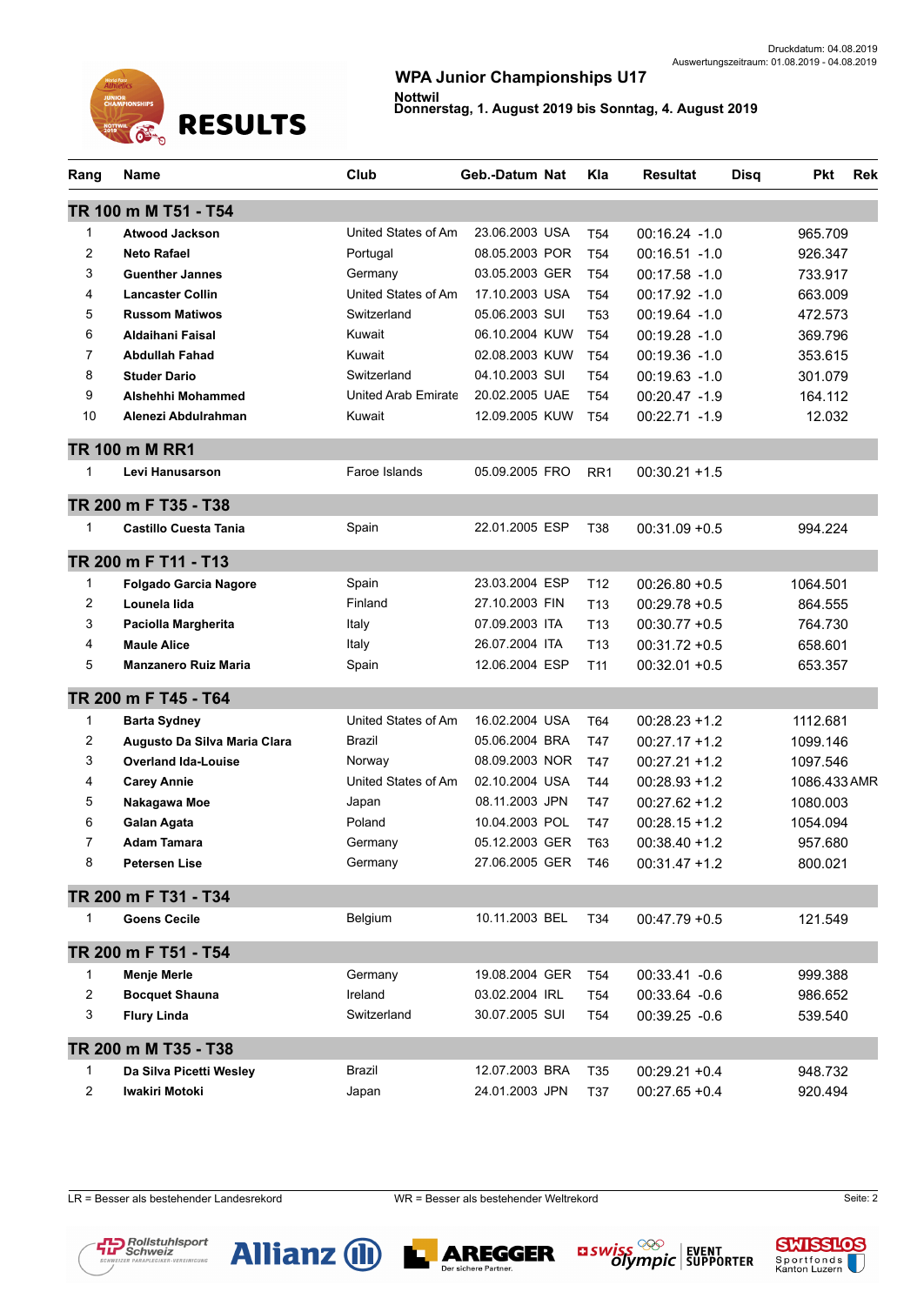# WPA Junior Championships U17

**Nottwil**
**Donnerstag, 1. August 2019 bis Sonntag, 4. August 2019**

## RESULTS

| Rang | Name | Club | Geb.-Datum | Nat | Kla | Resultat | Disq | Pkt | Rek |
|---|---|---|---|---|---|---|---|---|---|
| **TR 100 m M T51 - T54** | | | | | | | | | |
| 1 | **Atwood Jackson** | United States of Am | 23.06.2003 | USA | T54 | 00:16.24 -1.0 | | 965.709 | |
| 2 | **Neto Rafael** | Portugal | 08.05.2003 | POR | T54 | 00:16.51 -1.0 | | 926.347 | |
| 3 | **Guenther Jannes** | Germany | 03.05.2003 | GER | T54 | 00:17.58 -1.0 | | 733.917 | |
| 4 | **Lancaster Collin** | United States of Am | 17.10.2003 | USA | T54 | 00:17.92 -1.0 | | 663.009 | |
| 5 | **Russom Matiwos** | Switzerland | 05.06.2003 | SUI | T53 | 00:19.64 -1.0 | | 472.573 | |
| 6 | **Aldaihani Faisal** | Kuwait | 06.10.2004 | KUW | T54 | 00:19.28 -1.0 | | 369.796 | |
| 7 | **Abdullah Fahad** | Kuwait | 02.08.2003 | KUW | T54 | 00:19.36 -1.0 | | 353.615 | |
| 8 | **Studer Dario** | Switzerland | 04.10.2003 | SUI | T54 | 00:19.63 -1.0 | | 301.079 | |
| 9 | **Alshehhi Mohammed** | United Arab Emirate | 20.02.2005 | UAE | T54 | 00:20.47 -1.9 | | 164.112 | |
| 10 | **Alenezi Abdulrahman** | Kuwait | 12.09.2005 | KUW | T54 | 00:22.71 -1.9 | | 12.032 | |
| **TR 100 m M RR1** | | | | | | | | | |
| 1 | **Levi Hanusarson** | Faroe Islands | 05.09.2005 | FRO | RR1 | 00:30.21 +1.5 | | | |
| **TR 200 m F T35 - T38** | | | | | | | | | |
| 1 | **Castillo Cuesta Tania** | Spain | 22.01.2005 | ESP | T38 | 00:31.09 +0.5 | | 994.224 | |
| **TR 200 m F T11 - T13** | | | | | | | | | |
| 1 | **Folgado Garcia Nagore** | Spain | 23.03.2004 | ESP | T12 | 00:26.80 +0.5 | | 1064.501 | |
| 2 | **Lounela Iida** | Finland | 27.10.2003 | FIN | T13 | 00:29.78 +0.5 | | 864.555 | |
| 3 | **Paciolla Margherita** | Italy | 07.09.2003 | ITA | T13 | 00:30.77 +0.5 | | 764.730 | |
| 4 | **Maule Alice** | Italy | 26.07.2004 | ITA | T13 | 00:31.72 +0.5 | | 658.601 | |
| 5 | **Manzanero Ruiz Maria** | Spain | 12.06.2004 | ESP | T11 | 00:32.01 +0.5 | | 653.357 | |
| **TR 200 m F T45 - T64** | | | | | | | | | |
| 1 | **Barta Sydney** | United States of Am | 16.02.2004 | USA | T64 | 00:28.23 +1.2 | | 1112.681 | |
| 2 | **Augusto Da Silva Maria Clara** | Brazil | 05.06.2004 | BRA | T47 | 00:27.17 +1.2 | | 1099.146 | |
| 3 | **Overland Ida-Louise** | Norway | 08.09.2003 | NOR | T47 | 00:27.21 +1.2 | | 1097.546 | |
| 4 | **Carey Annie** | United States of Am | 02.10.2004 | USA | T44 | 00:28.93 +1.2 | | 1086.433 | AMR |
| 5 | **Nakagawa Moe** | Japan | 08.11.2003 | JPN | T47 | 00:27.62 +1.2 | | 1080.003 | |
| 6 | **Galan Agata** | Poland | 10.04.2003 | POL | T47 | 00:28.15 +1.2 | | 1054.094 | |
| 7 | **Adam Tamara** | Germany | 05.12.2003 | GER | T63 | 00:38.40 +1.2 | | 957.680 | |
| 8 | **Petersen Lise** | Germany | 27.06.2005 | GER | T46 | 00:31.47 +1.2 | | 800.021 | |
| **TR 200 m F T31 - T34** | | | | | | | | | |
| 1 | **Goens Cecile** | Belgium | 10.11.2003 | BEL | T34 | 00:47.79 +0.5 | | 121.549 | |
| **TR 200 m F T51 - T54** | | | | | | | | | |
| 1 | **Menje Merle** | Germany | 19.08.2004 | GER | T54 | 00:33.41 -0.6 | | 999.388 | |
| 2 | **Bocquet Shauna** | Ireland | 03.02.2004 | IRL | T54 | 00:33.64 -0.6 | | 986.652 | |
| 3 | **Flury Linda** | Switzerland | 30.07.2005 | SUI | T54 | 00:39.25 -0.6 | | 539.540 | |
| **TR 200 m M T35 - T38** | | | | | | | | | |
| 1 | **Da Silva Picetti Wesley** | Brazil | 12.07.2003 | BRA | T35 | 00:29.21 +0.4 | | 948.732 | |
| 2 | **Iwakiri Motoki** | Japan | 24.01.2003 | JPN | T37 | 00:27.65 +0.4 | | 920.494 | |

LR = Besser als bestehender Landesrekord    WR = Besser als bestehender Weltrekord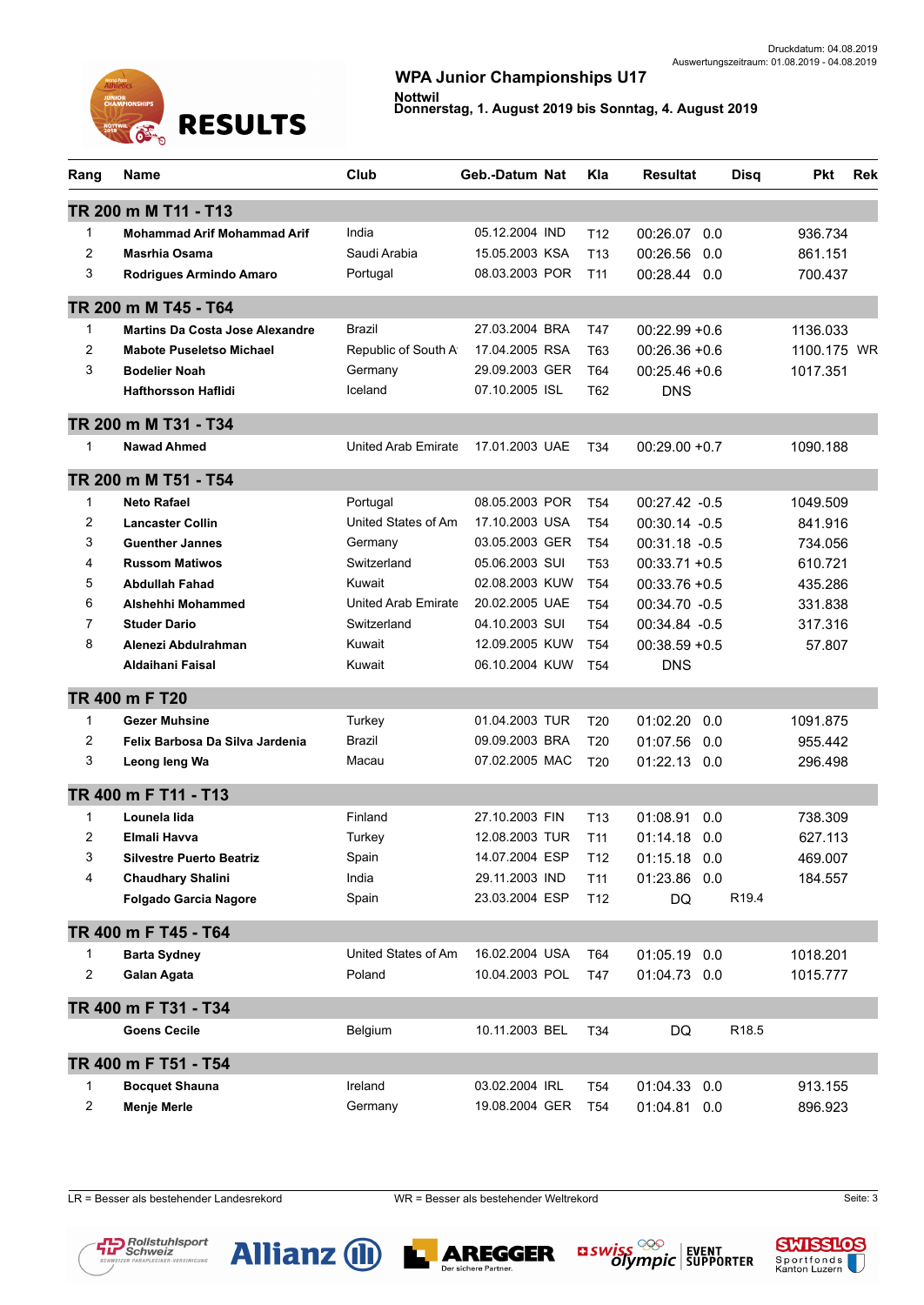# WPA Junior Championships U17

**Nottwil**
**Donnerstag, 1. August 2019 bis Sonntag, 4. August 2019**

Druckdatum: 04.08.2019
Auswertungszeitraum: 01.08.2019 - 04.08.2019

**RESULTS**

| Rang | Name | Club | Geb.-Datum | Nat | Kla | Resultat | | Disq | Pkt | Rek |
|---|---|---|---|---|---|---|---|---|---|---|
| **TR 200 m M T11 - T13** | | | | | | | | | | |
| 1 | **Mohammad Arif Mohammad Arif** | India | 05.12.2004 | IND | T12 | 00:26.07 | 0.0 | | 936.734 | |
| 2 | **Masrhia Osama** | Saudi Arabia | 15.05.2003 | KSA | T13 | 00:26.56 | 0.0 | | 861.151 | |
| 3 | **Rodrigues Armindo Amaro** | Portugal | 08.03.2003 | POR | T11 | 00:28.44 | 0.0 | | 700.437 | |
| **TR 200 m M T45 - T64** | | | | | | | | | | |
| 1 | **Martins Da Costa Jose Alexandre** | Brazil | 27.03.2004 | BRA | T47 | 00:22.99 | +0.6 | | 1136.033 | |
| 2 | **Mabote Puseletso Michael** | Republic of South A | 17.04.2005 | RSA | T63 | 00:26.36 | +0.6 | | 1100.175 | WR |
| 3 | **Bodelier Noah** | Germany | 29.09.2003 | GER | T64 | 00:25.46 | +0.6 | | 1017.351 | |
| | **Hafthorsson Haflidi** | Iceland | 07.10.2005 | ISL | T62 | DNS | | | | |
| **TR 200 m M T31 - T34** | | | | | | | | | | |
| 1 | **Nawad Ahmed** | United Arab Emirate | 17.01.2003 | UAE | T34 | 00:29.00 | +0.7 | | 1090.188 | |
| **TR 200 m M T51 - T54** | | | | | | | | | | |
| 1 | **Neto Rafael** | Portugal | 08.05.2003 | POR | T54 | 00:27.42 | -0.5 | | 1049.509 | |
| 2 | **Lancaster Collin** | United States of Am | 17.10.2003 | USA | T54 | 00:30.14 | -0.5 | | 841.916 | |
| 3 | **Guenther Jannes** | Germany | 03.05.2003 | GER | T54 | 00:31.18 | -0.5 | | 734.056 | |
| 4 | **Russom Matiwos** | Switzerland | 05.06.2003 | SUI | T53 | 00:33.71 | +0.5 | | 610.721 | |
| 5 | **Abdullah Fahad** | Kuwait | 02.08.2003 | KUW | T54 | 00:33.76 | +0.5 | | 435.286 | |
| 6 | **Alshehhi Mohammed** | United Arab Emirate | 20.02.2005 | UAE | T54 | 00:34.70 | -0.5 | | 331.838 | |
| 7 | **Studer Dario** | Switzerland | 04.10.2003 | SUI | T54 | 00:34.84 | -0.5 | | 317.316 | |
| 8 | **Alenezi Abdulrahman** | Kuwait | 12.09.2005 | KUW | T54 | 00:38.59 | +0.5 | | 57.807 | |
| | **Aldaihani Faisal** | Kuwait | 06.10.2004 | KUW | T54 | DNS | | | | |
| **TR 400 m F T20** | | | | | | | | | | |
| 1 | **Gezer Muhsine** | Turkey | 01.04.2003 | TUR | T20 | 01:02.20 | 0.0 | | 1091.875 | |
| 2 | **Felix Barbosa Da Silva Jardenia** | Brazil | 09.09.2003 | BRA | T20 | 01:07.56 | 0.0 | | 955.442 | |
| 3 | **Leong Ieng Wa** | Macau | 07.02.2005 | MAC | T20 | 01:22.13 | 0.0 | | 296.498 | |
| **TR 400 m F T11 - T13** | | | | | | | | | | |
| 1 | **Lounela Iida** | Finland | 27.10.2003 | FIN | T13 | 01:08.91 | 0.0 | | 738.309 | |
| 2 | **Elmali Havva** | Turkey | 12.08.2003 | TUR | T11 | 01:14.18 | 0.0 | | 627.113 | |
| 3 | **Silvestre Puerto Beatriz** | Spain | 14.07.2004 | ESP | T12 | 01:15.18 | 0.0 | | 469.007 | |
| 4 | **Chaudhary Shalini** | India | 29.11.2003 | IND | T11 | 01:23.86 | 0.0 | | 184.557 | |
| | **Folgado Garcia Nagore** | Spain | 23.03.2004 | ESP | T12 | DQ | | R19.4 | | |
| **TR 400 m F T45 - T64** | | | | | | | | | | |
| 1 | **Barta Sydney** | United States of Am | 16.02.2004 | USA | T64 | 01:05.19 | 0.0 | | 1018.201 | |
| 2 | **Galan Agata** | Poland | 10.04.2003 | POL | T47 | 01:04.73 | 0.0 | | 1015.777 | |
| **TR 400 m F T31 - T34** | | | | | | | | | | |
| | **Goens Cecile** | Belgium | 10.11.2003 | BEL | T34 | DQ | | R18.5 | | |
| **TR 400 m F T51 - T54** | | | | | | | | | | |
| 1 | **Bocquet Shauna** | Ireland | 03.02.2004 | IRL | T54 | 01:04.33 | 0.0 | | 913.155 | |
| 2 | **Menje Merle** | Germany | 19.08.2004 | GER | T54 | 01:04.81 | 0.0 | | 896.923 | |

LR = Besser als bestehender Landesrekord    WR = Besser als bestehender Weltrekord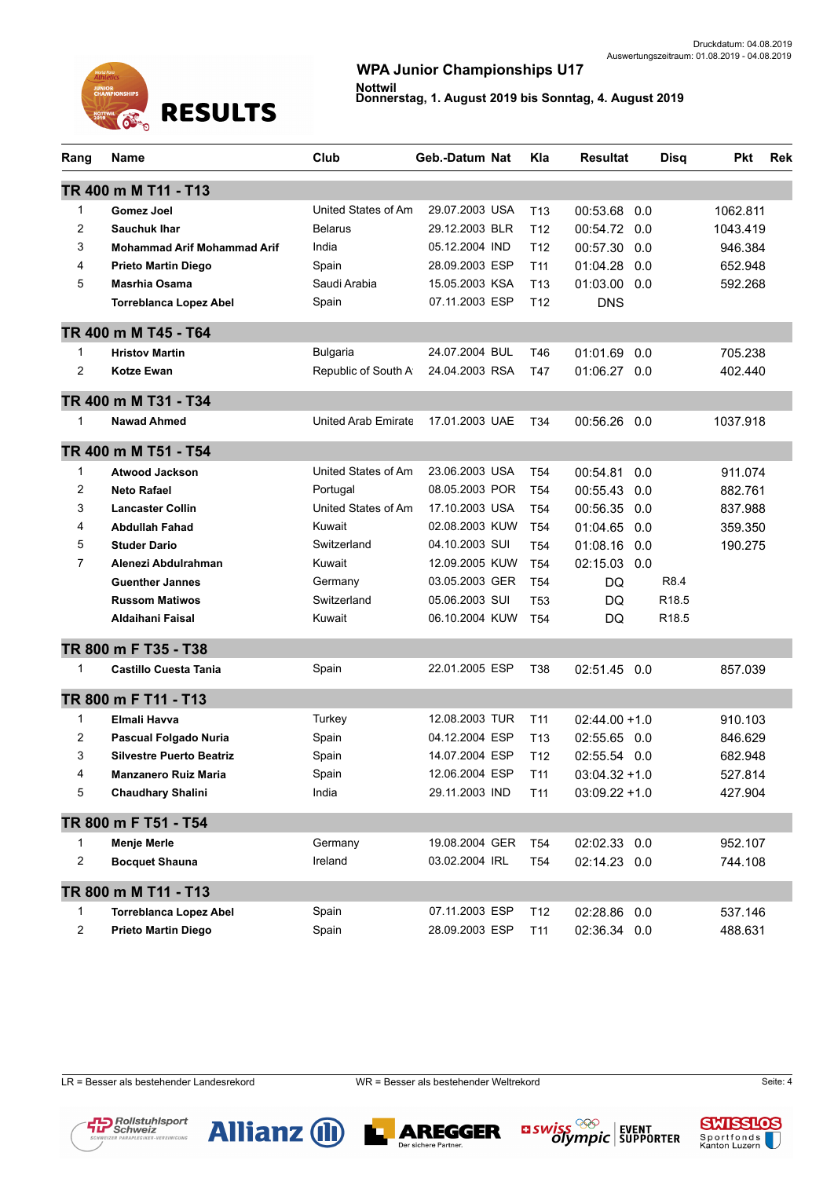Druckdatum: 04.08.2019
Auswertungszeitraum: 01.08.2019 - 04.08.2019

# RESULTS

## WPA Junior Championships U17

**Nottwil**
**Donnerstag, 1. August 2019 bis Sonntag, 4. August 2019**

| Rang | Name | Club | Geb.-Datum | Nat | Kla | Resultat | | Disq | Pkt | Rek |
|---|---|---|---|---|---|---|---|---|---|---|
| **TR 400 m M T11 - T13** | | | | | | | | | | |
| 1 | **Gomez Joel** | United States of Am | 29.07.2003 | USA | T13 | 00:53.68 | 0.0 | | 1062.811 | |
| 2 | **Sauchuk Ihar** | Belarus | 29.12.2003 | BLR | T12 | 00:54.72 | 0.0 | | 1043.419 | |
| 3 | **Mohammad Arif Mohammad Arif** | India | 05.12.2004 | IND | T12 | 00:57.30 | 0.0 | | 946.384 | |
| 4 | **Prieto Martin Diego** | Spain | 28.09.2003 | ESP | T11 | 01:04.28 | 0.0 | | 652.948 | |
| 5 | **Masrhia Osama** | Saudi Arabia | 15.05.2003 | KSA | T13 | 01:03.00 | 0.0 | | 592.268 | |
| | **Torreblanca Lopez Abel** | Spain | 07.11.2003 | ESP | T12 | DNS | | | | |
| **TR 400 m M T45 - T64** | | | | | | | | | | |
| 1 | **Hristov Martin** | Bulgaria | 24.07.2004 | BUL | T46 | 01:01.69 | 0.0 | | 705.238 | |
| 2 | **Kotze Ewan** | Republic of South A | 24.04.2003 | RSA | T47 | 01:06.27 | 0.0 | | 402.440 | |
| **TR 400 m M T31 - T34** | | | | | | | | | | |
| 1 | **Nawad Ahmed** | United Arab Emirate | 17.01.2003 | UAE | T34 | 00:56.26 | 0.0 | | 1037.918 | |
| **TR 400 m M T51 - T54** | | | | | | | | | | |
| 1 | **Atwood Jackson** | United States of Am | 23.06.2003 | USA | T54 | 00:54.81 | 0.0 | | 911.074 | |
| 2 | **Neto Rafael** | Portugal | 08.05.2003 | POR | T54 | 00:55.43 | 0.0 | | 882.761 | |
| 3 | **Lancaster Collin** | United States of Am | 17.10.2003 | USA | T54 | 00:56.35 | 0.0 | | 837.988 | |
| 4 | **Abdullah Fahad** | Kuwait | 02.08.2003 | KUW | T54 | 01:04.65 | 0.0 | | 359.350 | |
| 5 | **Studer Dario** | Switzerland | 04.10.2003 | SUI | T54 | 01:08.16 | 0.0 | | 190.275 | |
| 7 | **Alenezi Abdulrahman** | Kuwait | 12.09.2005 | KUW | T54 | 02:15.03 | 0.0 | | | |
| | **Guenther Jannes** | Germany | 03.05.2003 | GER | T54 | DQ | | R8.4 | | |
| | **Russom Matiwos** | Switzerland | 05.06.2003 | SUI | T53 | DQ | | R18.5 | | |
| | **Aldaihani Faisal** | Kuwait | 06.10.2004 | KUW | T54 | DQ | | R18.5 | | |
| **TR 800 m F T35 - T38** | | | | | | | | | | |
| 1 | **Castillo Cuesta Tania** | Spain | 22.01.2005 | ESP | T38 | 02:51.45 | 0.0 | | 857.039 | |
| **TR 800 m F T11 - T13** | | | | | | | | | | |
| 1 | **Elmali Havva** | Turkey | 12.08.2003 | TUR | T11 | 02:44.00 | +1.0 | | 910.103 | |
| 2 | **Pascual Folgado Nuria** | Spain | 04.12.2004 | ESP | T13 | 02:55.65 | 0.0 | | 846.629 | |
| 3 | **Silvestre Puerto Beatriz** | Spain | 14.07.2004 | ESP | T12 | 02:55.54 | 0.0 | | 682.948 | |
| 4 | **Manzanero Ruiz Maria** | Spain | 12.06.2004 | ESP | T11 | 03:04.32 | +1.0 | | 527.814 | |
| 5 | **Chaudhary Shalini** | India | 29.11.2003 | IND | T11 | 03:09.22 | +1.0 | | 427.904 | |
| **TR 800 m F T51 - T54** | | | | | | | | | | |
| 1 | **Menje Merle** | Germany | 19.08.2004 | GER | T54 | 02:02.33 | 0.0 | | 952.107 | |
| 2 | **Bocquet Shauna** | Ireland | 03.02.2004 | IRL | T54 | 02:14.23 | 0.0 | | 744.108 | |
| **TR 800 m M T11 - T13** | | | | | | | | | | |
| 1 | **Torreblanca Lopez Abel** | Spain | 07.11.2003 | ESP | T12 | 02:28.86 | 0.0 | | 537.146 | |
| 2 | **Prieto Martin Diego** | Spain | 28.09.2003 | ESP | T11 | 02:36.34 | 0.0 | | 488.631 | |

LR = Besser als bestehender Landesrekord
WR = Besser als bestehender Weltrekord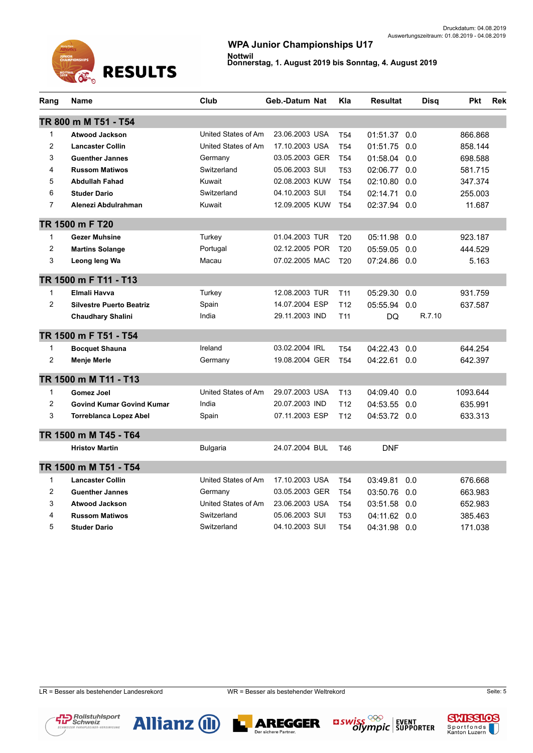Druckdatum: 04.08.2019
Auswertungszeitraum: 01.08.2019 - 04.08.2019

# RESULTS

## WPA Junior Championships U17

**Nottwil**
**Donnerstag, 1. August 2019 bis Sonntag, 4. August 2019**

| Rang | Name | Club | Geb.-Datum | Nat | Kla | Resultat | | Disq | Pkt | Rek |
|---|---|---|---|---|---|---|---|---|---|---|
| **TR 800 m M T51 - T54** | | | | | | | | | | |
| 1 | **Atwood Jackson** | United States of Am | 23.06.2003 | USA | T54 | 01:51.37 | 0.0 | | 866.868 | |
| 2 | **Lancaster Collin** | United States of Am | 17.10.2003 | USA | T54 | 01:51.75 | 0.0 | | 858.144 | |
| 3 | **Guenther Jannes** | Germany | 03.05.2003 | GER | T54 | 01:58.04 | 0.0 | | 698.588 | |
| 4 | **Russom Matiwos** | Switzerland | 05.06.2003 | SUI | T53 | 02:06.77 | 0.0 | | 581.715 | |
| 5 | **Abdullah Fahad** | Kuwait | 02.08.2003 | KUW | T54 | 02:10.80 | 0.0 | | 347.374 | |
| 6 | **Studer Dario** | Switzerland | 04.10.2003 | SUI | T54 | 02:14.71 | 0.0 | | 255.003 | |
| 7 | **Alenezi Abdulrahman** | Kuwait | 12.09.2005 | KUW | T54 | 02:37.94 | 0.0 | | 11.687 | |
| **TR 1500 m F T20** | | | | | | | | | | |
| 1 | **Gezer Muhsine** | Turkey | 01.04.2003 | TUR | T20 | 05:11.98 | 0.0 | | 923.187 | |
| 2 | **Martins Solange** | Portugal | 02.12.2005 | POR | T20 | 05:59.05 | 0.0 | | 444.529 | |
| 3 | **Leong leng Wa** | Macau | 07.02.2005 | MAC | T20 | 07:24.86 | 0.0 | | 5.163 | |
| **TR 1500 m F T11 - T13** | | | | | | | | | | |
| 1 | **Elmali Havva** | Turkey | 12.08.2003 | TUR | T11 | 05:29.30 | 0.0 | | 931.759 | |
| 2 | **Silvestre Puerto Beatriz** | Spain | 14.07.2004 | ESP | T12 | 05:55.94 | 0.0 | | 637.587 | |
| | **Chaudhary Shalini** | India | 29.11.2003 | IND | T11 | DQ | | R.7.10 | | |
| **TR 1500 m F T51 - T54** | | | | | | | | | | |
| 1 | **Bocquet Shauna** | Ireland | 03.02.2004 | IRL | T54 | 04:22.43 | 0.0 | | 644.254 | |
| 2 | **Menje Merle** | Germany | 19.08.2004 | GER | T54 | 04:22.61 | 0.0 | | 642.397 | |
| **TR 1500 m M T11 - T13** | | | | | | | | | | |
| 1 | **Gomez Joel** | United States of Am | 29.07.2003 | USA | T13 | 04:09.40 | 0.0 | | 1093.644 | |
| 2 | **Govind Kumar Govind Kumar** | India | 20.07.2003 | IND | T12 | 04:53.55 | 0.0 | | 635.991 | |
| 3 | **Torreblanca Lopez Abel** | Spain | 07.11.2003 | ESP | T12 | 04:53.72 | 0.0 | | 633.313 | |
| **TR 1500 m M T45 - T64** | | | | | | | | | | |
| | **Hristov Martin** | Bulgaria | 24.07.2004 | BUL | T46 | DNF | | | | |
| **TR 1500 m M T51 - T54** | | | | | | | | | | |
| 1 | **Lancaster Collin** | United States of Am | 17.10.2003 | USA | T54 | 03:49.81 | 0.0 | | 676.668 | |
| 2 | **Guenther Jannes** | Germany | 03.05.2003 | GER | T54 | 03:50.76 | 0.0 | | 663.983 | |
| 3 | **Atwood Jackson** | United States of Am | 23.06.2003 | USA | T54 | 03:51.58 | 0.0 | | 652.983 | |
| 4 | **Russom Matiwos** | Switzerland | 05.06.2003 | SUI | T53 | 04:11.62 | 0.0 | | 385.463 | |
| 5 | **Studer Dario** | Switzerland | 04.10.2003 | SUI | T54 | 04:31.98 | 0.0 | | 171.038 | |

LR = Besser als bestehender Landesrekord    WR = Besser als bestehender Weltrekord